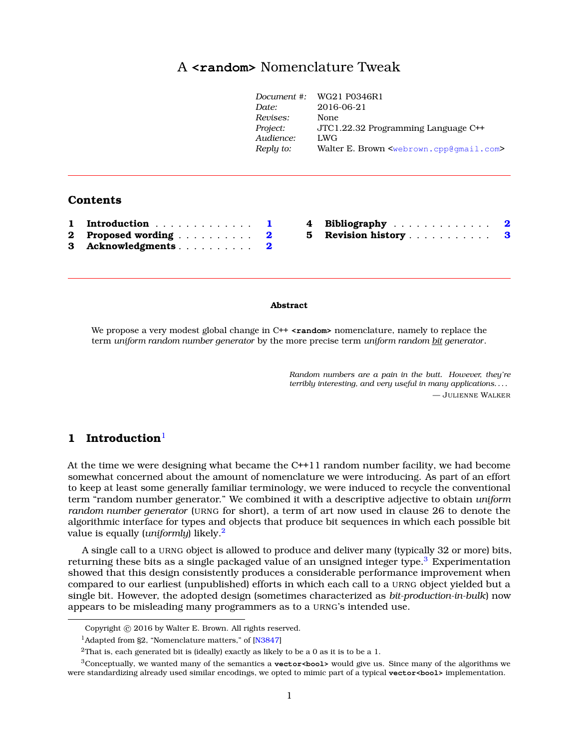# A `<random>` Nomenclature Tweak

| | |
|---|---|
| *Document #:* | WG21 P0346R1 |
| *Date:* | 2016-06-21 |
| *Revises:* | None |
| *Project:* | JTC1.22.32 Programming Language C++ |
| *Audience:* | LWG |
| *Reply to:* | Walter E. Brown <webrown.cpp@gmail.com> |

---

## Contents

1 **Introduction** . . . . . . . . . . . . . 1
2 **Proposed wording** . . . . . . . . . . 2
3 **Acknowledgments** . . . . . . . . . . 2
4 **Bibliography** . . . . . . . . . . . . . 2
5 **Revision history** . . . . . . . . . . . 3

---

**Abstract**

We propose a very modest global change in C++ **`<random>`** nomenclature, namely to replace the term *uniform random number generator* by the more precise term *uniform random bit generator*.

> *Random numbers are a pain in the butt. However, they're terribly interesting, and very useful in many applications. . . .*
> — JULIENNE WALKER

## 1 Introduction[1]

At the time we were designing what became the C++11 random number facility, we had become somewhat concerned about the amount of nomenclature we were introducing. As part of an effort to keep at least some generally familiar terminology, we were induced to recycle the conventional term "random number generator." We combined it with a descriptive adjective to obtain *uniform random number generator* (URNG for short), a term of art now used in clause 26 to denote the algorithmic interface for types and objects that produce bit sequences in which each possible bit value is equally (*uniformly*) likely.[2]

A single call to a URNG object is allowed to produce and deliver many (typically 32 or more) bits, returning these bits as a single packaged value of an unsigned integer type.[3] Experimentation showed that this design consistently produces a considerable performance improvement when compared to our earliest (unpublished) efforts in which each call to a URNG object yielded but a single bit. However, the adopted design (sometimes characterized as *bit-production-in-bulk*) now appears to be misleading many programmers as to a URNG's intended use.

---

Copyright © 2016 by Walter E. Brown. All rights reserved.

[1] Adapted from §2, "Nomenclature matters," of [N3847]

[2] That is, each generated bit is (ideally) exactly as likely to be a 0 as it is to be a 1.

[3] Conceptually, we wanted many of the semantics a **`vector<bool>`** would give us. Since many of the algorithms we were standardizing already used similar encodings, we opted to mimic part of a typical **`vector<bool>`** implementation.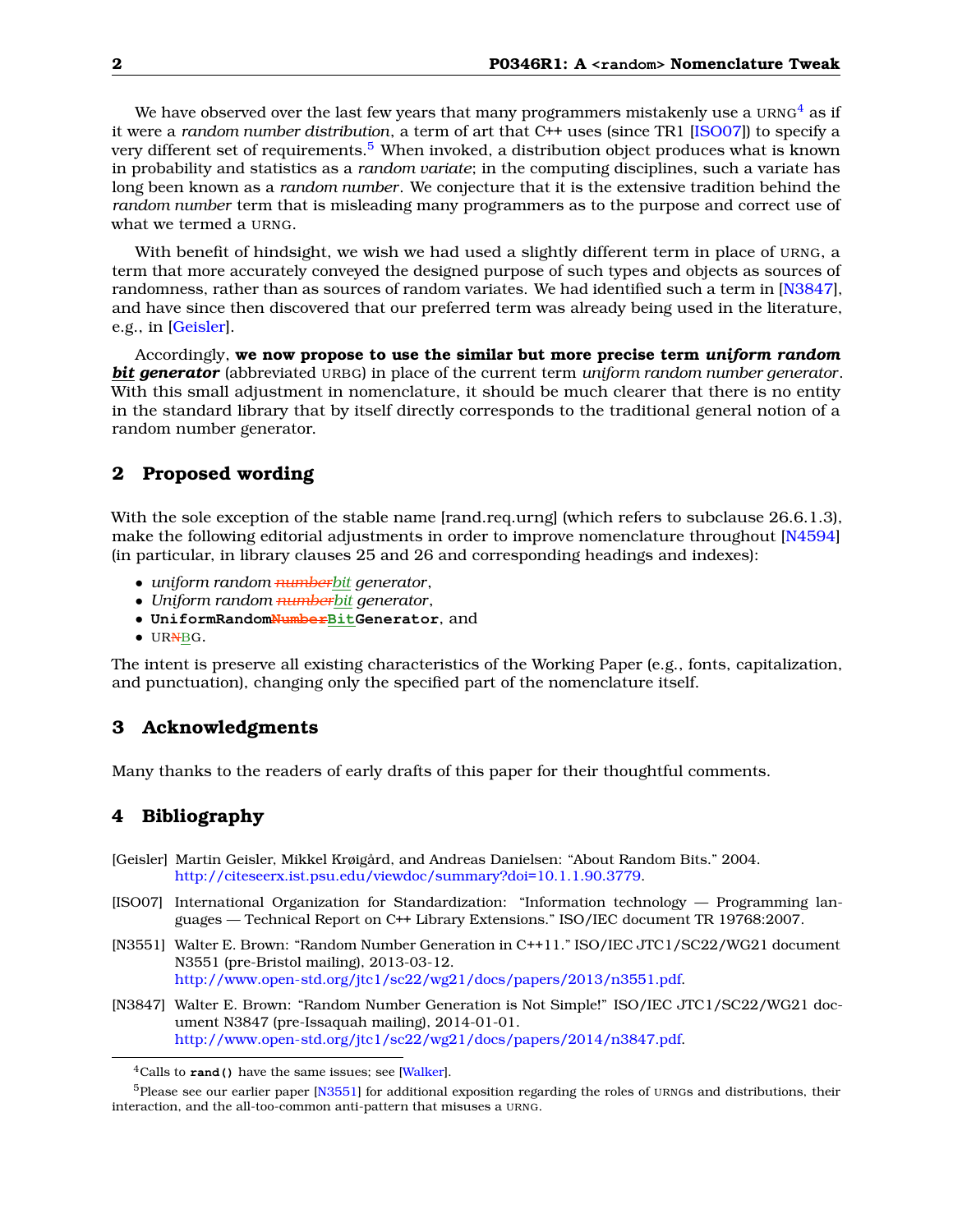We have observed over the last few years that many programmers mistakenly use a URNG[4] as if it were a *random number distribution*, a term of art that C++ uses (since TR1 [ISO07]) to specify a very different set of requirements.[5] When invoked, a distribution object produces what is known in probability and statistics as a *random variate*; in the computing disciplines, such a variate has long been known as a *random number*. We conjecture that it is the extensive tradition behind the *random number* term that is misleading many programmers as to the purpose and correct use of what we termed a URNG.

With benefit of hindsight, we wish we had used a slightly different term in place of URNG, a term that more accurately conveyed the designed purpose of such types and objects as sources of randomness, rather than as sources of random variates. We had identified such a term in [N3847], and have since then discovered that our preferred term was already being used in the literature, e.g., in [Geisler].

Accordingly, **we now propose to use the similar but more precise term *uniform random <u>bit</u> generator*** (abbreviated URBG) in place of the current term *uniform random number generator*. With this small adjustment in nomenclature, it should be much clearer that there is no entity in the standard library that by itself directly corresponds to the traditional general notion of a random number generator.

## 2 Proposed wording

With the sole exception of the stable name [rand.req.urng] (which refers to subclause 26.6.1.3), make the following editorial adjustments in order to improve nomenclature throughout [N4594] (in particular, in library clauses 25 and 26 and corresponding headings and indexes):

- *uniform random ~~number~~<u>bit</u> generator*,
- *Uniform random ~~number~~<u>bit</u> generator*,
- **`UniformRandom~~Number~~<u>Bit</u>Generator`**, and
- UR~~N~~<u>B</u>G.

The intent is preserve all existing characteristics of the Working Paper (e.g., fonts, capitalization, and punctuation), changing only the specified part of the nomenclature itself.

## 3 Acknowledgments

Many thanks to the readers of early drafts of this paper for their thoughtful comments.

## 4 Bibliography

[Geisler] Martin Geisler, Mikkel Krøigård, and Andreas Danielsen: "About Random Bits." 2004. http://citeseerx.ist.psu.edu/viewdoc/summary?doi=10.1.1.90.3779.

[ISO07] International Organization for Standardization: "Information technology — Programming languages — Technical Report on C++ Library Extensions." ISO/IEC document TR 19768:2007.

[N3551] Walter E. Brown: "Random Number Generation in C++11." ISO/IEC JTC1/SC22/WG21 document N3551 (pre-Bristol mailing), 2013-03-12. http://www.open-std.org/jtc1/sc22/wg21/docs/papers/2013/n3551.pdf.

[N3847] Walter E. Brown: "Random Number Generation is Not Simple!" ISO/IEC JTC1/SC22/WG21 document N3847 (pre-Issaquah mailing), 2014-01-01. http://www.open-std.org/jtc1/sc22/wg21/docs/papers/2014/n3847.pdf.

---

[4] Calls to **`rand()`** have the same issues; see [Walker].

[5] Please see our earlier paper [N3551] for additional exposition regarding the roles of URNGs and distributions, their interaction, and the all-too-common anti-pattern that misuses a URNG.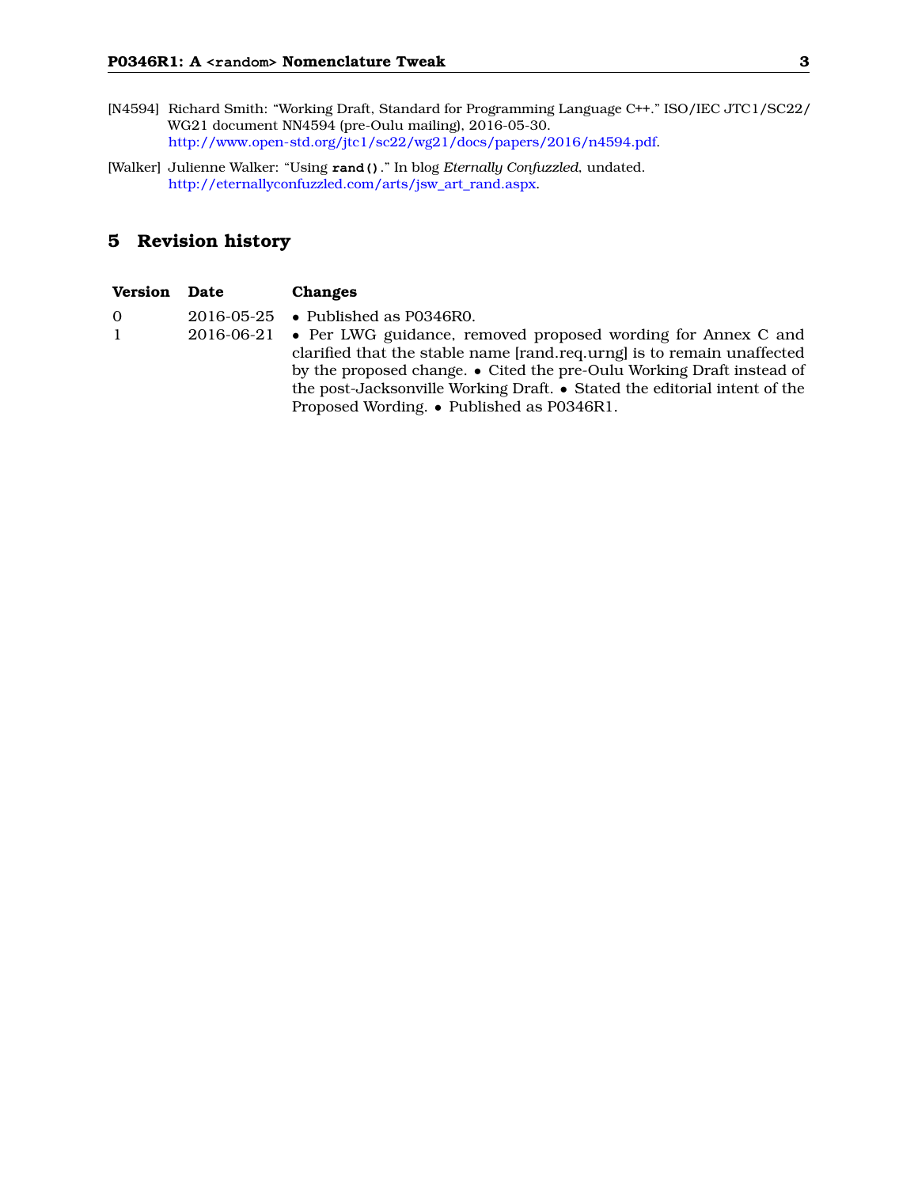[N4594] Richard Smith: "Working Draft, Standard for Programming Language C++." ISO/IEC JTC1/SC22/WG21 document NN4594 (pre-Oulu mailing), 2016-05-30. http://www.open-std.org/jtc1/sc22/wg21/docs/papers/2016/n4594.pdf.

[Walker] Julienne Walker: "Using `rand()`." In blog *Eternally Confuzzled*, undated. http://eternallyconfuzzled.com/arts/jsw_art_rand.aspx.

## 5 Revision history

| Version | Date | Changes |
|---|---|---|
| 0 | 2016-05-25 | • Published as P0346R0. |
| 1 | 2016-06-21 | • Per LWG guidance, removed proposed wording for Annex C and clarified that the stable name [rand.req.urng] is to remain unaffected by the proposed change. • Cited the pre-Oulu Working Draft instead of the post-Jacksonville Working Draft. • Stated the editorial intent of the Proposed Wording. • Published as P0346R1. |